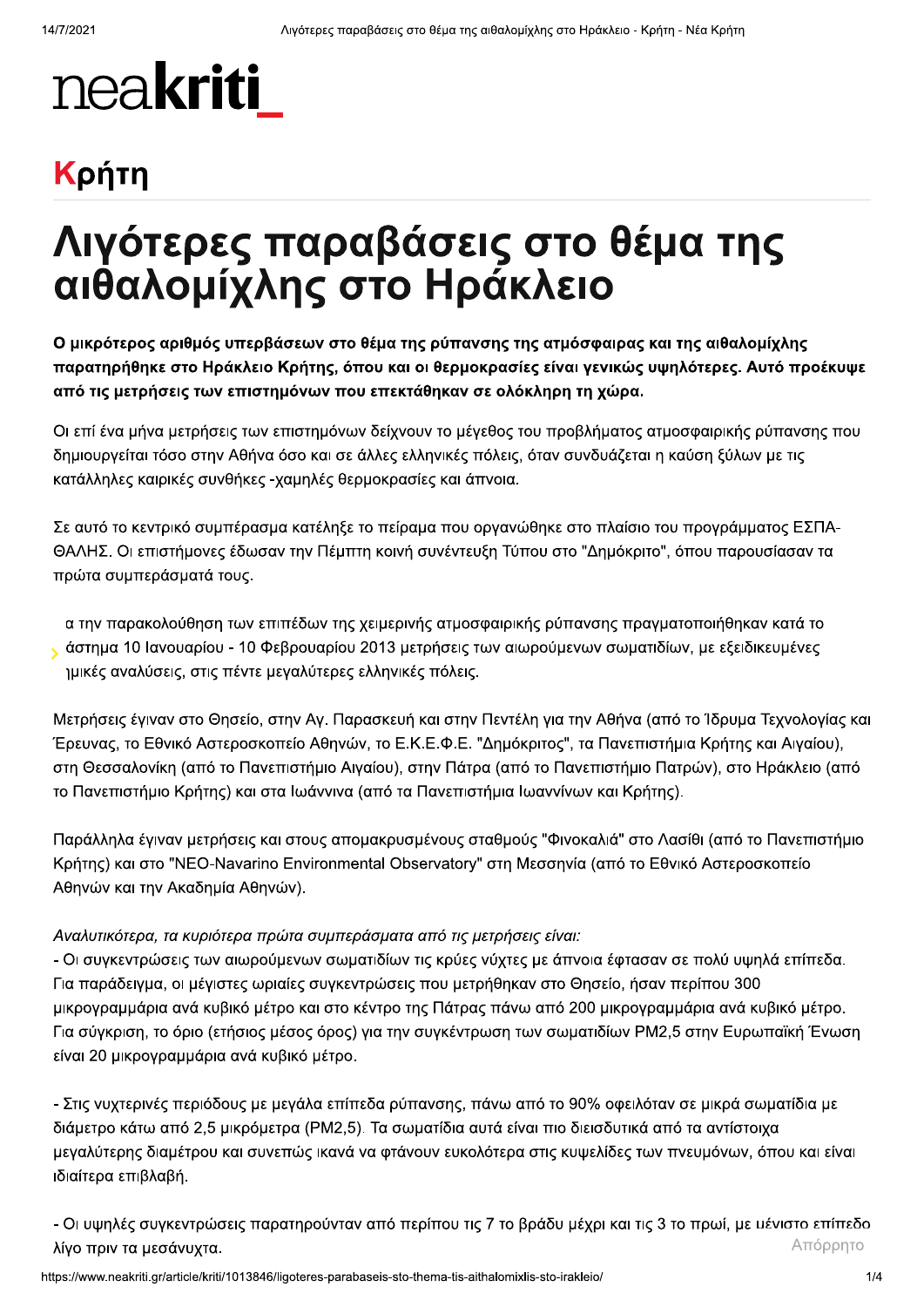# neakriti_

## Κρήτη

# Λιγότερες παραβάσεις στο θέμα της αιθαλομίχλης στο Ηράκλειο

**Ο μικρότερος αριθμός υπερβάσεων στο θέμα της ρύπανσης της ατμόσφαιρας και της αιθαλομίχλης παρατηρήθηκε στο Ηράκλειο Κρήτης, όπου και οι θερμοκρασίες είναι γενικώς υψηλότερες. Αυτό προέκυψε από τις μετρήσεις των επιστημόνων που επεκτάθηκαν σε ολόκληρη τη χώρα.**

Οι επί ένα μήνα μετρήσεις των επιστημόνων δείχνουν το μέγεθος του προβλήματος ατμοσφαιρικής ρύπανσης που δημιουργείται τόσο στην Αθήνα όσο και σε άλλες ελληνικές πόλεις, όταν συνδυάζεται η καύση ξύλων με τις κατάλληλες καιρικές συνθήκες -χαμηλές θερμοκρασίες και άπνοια.

Σε αυτό το κεντρικό συμπέρασμα κατέληξε το πείραμα που οργανώθηκε στο πλαίσιο του προγράμματος ΕΣΠΑ-ΘΑΛΗΣ. Οι επιστήμονες έδωσαν την Πέμπτη κοινή συνέντευξη Τύπου στο "Δημόκριτο", όπου παρουσίασαν τα πρώτα συμπεράσματά τους.

α την παρακολούθηση των επιπέδων της χειμερινής ατμοσφαιρικής ρύπανσης πραγματοποιήθηκαν κατά το άστημα 10 Ιανουαρίου - 10 Φεβρουαρίου 2013 μετρήσεις των αιωρούμενων σωματιδίων, με εξειδικευμένες ημικές αναλύσεις, στις πέντε μεγαλύτερες ελληνικές πόλεις.

Μετρήσεις έγιναν στο Θησείο, στην Αγ. Παρασκευή και στην Πεντέλη για την Αθήνα (από το Ίδρυμα Τεχνολογίας και Έρευνας, το Εθνικό Αστεροσκοπείο Αθηνών, το Ε.Κ.Ε.Φ.Ε. "Δημόκριτος", τα Πανεπιστήμια Κρήτης και Αιγαίου), στη Θεσσαλονίκη (από το Πανεπιστήμιο Αιγαίου), στην Πάτρα (από το Πανεπιστήμιο Πατρών), στο Ηράκλειο (από το Πανεπιστήμιο Κρήτης) και στα Ιωάννινα (από τα Πανεπιστήμια Ιωαννίνων και Κρήτης).

Παράλληλα έγιναν μετρήσεις και στους απομακρυσμένους σταθμούς "Φινοκαλιά" στο Λασίθι (από το Πανεπιστήμιο Κρήτης) και στο "NEO-Navarino Environmental Observatory" στη Μεσσηνία (από το Εθνικό Αστεροσκοπείο Αθηνών και την Ακαδημία Αθηνών).

*Αναλυτικότερα, τα κυριότερα πρώτα συμπεράσματα από τις μετρήσεις είναι:*

- Οι συγκεντρώσεις των αιωρούμενων σωματιδίων τις κρύες νύχτες με άπνοια έφτασαν σε πολύ υψηλά επίπεδα. Για παράδειγμα, οι μέγιστες ωριαίες συγκεντρώσεις που μετρήθηκαν στο Θησείο, ήσαν περίπου 300 μικρογραμμάρια ανά κυβικό μέτρο και στο κέντρο της Πάτρας πάνω από 200 μικρογραμμάρια ανά κυβικό μέτρο. Για σύγκριση, το όριο (ετήσιος μέσος όρος) για την συγκέντρωση των σωματιδίων PM2,5 στην Ευρωπαϊκή Ένωση είναι 20 μικρογραμμάρια ανά κυβικό μέτρο.

- Στις νυχτερινές περιόδους με μεγάλα επίπεδα ρύπανσης, πάνω από το 90% οφειλόταν σε μικρά σωματίδια με διάμετρο κάτω από 2,5 μικρόμετρα (PM2,5). Τα σωματίδια αυτά είναι πιο διεισδυτικά από τα αντίστοιχα μεγαλύτερης διαμέτρου και συνεπώς ικανά να φτάνουν ευκολότερα στις κυψελίδες των πνευμόνων, όπου και είναι ιδιαίτερα επιβλαβή.

- Οι υψηλές συγκεντρώσεις παρατηρούνταν από περίπου τις 7 το βράδυ μέχρι και τις 3 το πρωί, με μέγιστο επίπεδο λίγο πριν τα μεσάνυχτα.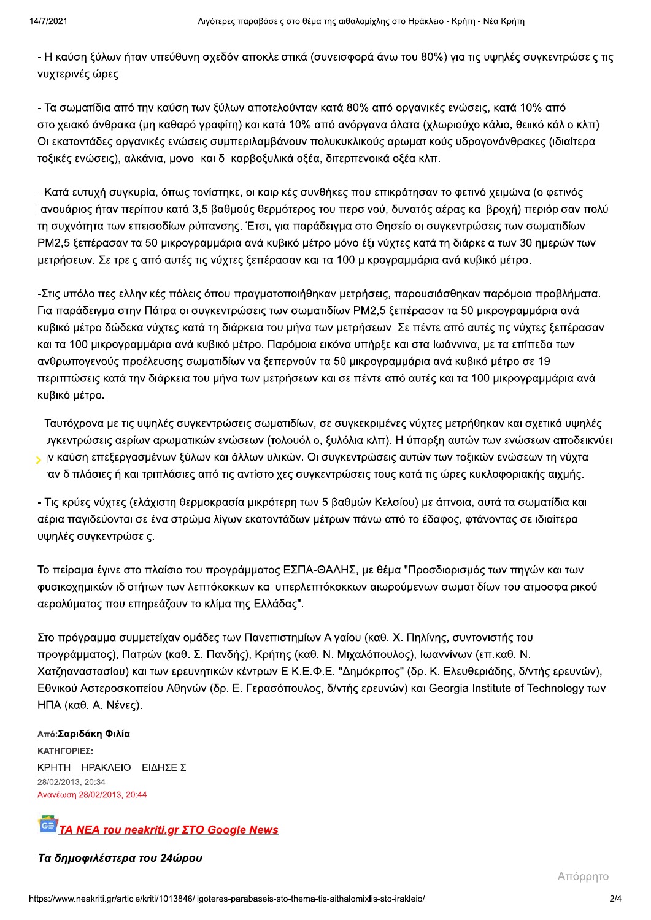- Η καύση ξύλων ήταν υπεύθυνη σχεδόν αποκλειστικά (συνεισφορά άνω του 80%) για τις υψηλές συγκεντρώσεις τις νυχτερινές ώρες.

- Τα σωματίδια από την καύση των ξύλων αποτελούνταν κατά 80% από οργανικές ενώσεις, κατά 10% από στοιχειακό άνθρακα (μη καθαρό γραφίτη) και κατά 10% από ανόργανα άλατα (χλωριούχο κάλιο, θειικό κάλιο κλπ). Οι εκατοντάδες οργανικές ενώσεις συμπεριλαμβάνουν πολυκυκλικούς αρωματικούς υδρογονάνθρακες (ιδιαίτερα τοξικές ενώσεις), αλκάνια, μονο- και δι-καρβοξυλικά οξέα, διτερπενοικά οξέα κλπ.

- Κατά ευτυχή συγκυρία, όπως τονίστηκε, οι καιρικές συνθήκες που επικράτησαν το φετινό χειμώνα (ο φετινός Ιανουάριος ήταν περίπου κατά 3,5 βαθμούς θερμότερος του περσινού, δυνατός αέρας και βροχή) περιόρισαν πολύ τη συχνότητα των επεισοδίων ρύπανσης. Έτσι, για παράδειγμα στο Θησείο οι συγκεντρώσεις των σωματιδίων PM2,5 ξεπέρασαν τα 50 μικρογραμμάρια ανά κυβικό μέτρο μόνο έξι νύχτες κατά τη διάρκεια των 30 ημερών των μετρήσεων. Σε τρεις από αυτές τις νύχτες ξεπέρασαν και τα 100 μικρογραμμάρια ανά κυβικό μέτρο.

-Στις υπόλοιπες ελληνικές πόλεις όπου πραγματοποιήθηκαν μετρήσεις, παρουσιάσθηκαν παρόμοια προβλήματα. Για παράδειγμα στην Πάτρα οι συγκεντρώσεις των σωματιδίων PM2,5 ξεπέρασαν τα 50 μικρογραμμάρια ανά κυβικό μέτρο δώδεκα νύχτες κατά τη διάρκεια του μήνα των μετρήσεων. Σε πέντε από αυτές τις νύχτες ξεπέρασαν και τα 100 μικρογραμμάρια ανά κυβικό μέτρο. Παρόμοια εικόνα υπήρξε και στα Ιωάννινα, με τα επίπεδα των ανθρωπογενούς προέλευσης σωματιδίων να ξεπερνούν τα 50 μικρογραμμάρια ανά κυβικό μέτρο σε 19 περιπτώσεις κατά την διάρκεια του μήνα των μετρήσεων και σε πέντε από αυτές και τα 100 μικρογραμμάρια ανά κυβικό μέτρο.

Ταυτόχρονα με τις υψηλές συγκεντρώσεις σωματιδίων, σε συγκεκριμένες νύχτες μετρήθηκαν και σχετικά υψηλές συγκεντρώσεις αερίων αρωματικών ενώσεων (τολουόλιο, ξυλόλια κλπ). Η ύπαρξη αυτών των ενώσεων αποδεικνύει την καύση επεξεργασμένων ξύλων και άλλων υλικών. Οι συγκεντρώσεις αυτών των τοξικών ενώσεων τη νύχτα ήταν διπλάσιες ή και τριπλάσιες από τις αντίστοιχες συγκεντρώσεις τους κατά τις ώρες κυκλοφοριακής αιχμής.

- Τις κρύες νύχτες (ελάχιστη θερμοκρασία μικρότερη των 5 βαθμών Κελσίου) με άπνοια, αυτά τα σωματίδια και αέρια παγιδεύονται σε ένα στρώμα λίγων εκατοντάδων μέτρων πάνω από το έδαφος, φτάνοντας σε ιδιαίτερα υψηλές συγκεντρώσεις.

Το πείραμα έγινε στο πλαίσιο του προγράμματος ΕΣΠΑ-ΘΑΛΗΣ, με θέμα "Προσδιορισμός των πηγών και των φυσικοχημικών ιδιοτήτων των λεπτόκοκκων και υπερλεπτόκοκκων αιωρούμενων σωματιδίων του ατμοσφαιρικού αερολύματος που επηρεάζουν το κλίμα της Ελλάδας".

Στο πρόγραμμα συμμετείχαν ομάδες των Πανεπιστημίων Αιγαίου (καθ. Χ. Πηλίνης, συντονιστής του προγράμματος), Πατρών (καθ. Σ. Πανδής), Κρήτης (καθ. Ν. Μιχαλόπουλος), Ιωαννίνων (επ.καθ. Ν. Χατζηναστασίου) και των ερευνητικών κέντρων Ε.Κ.Ε.Φ.Ε. "Δημόκριτος" (δρ. Κ. Ελευθεριάδης, δ/ντής ερευνών), Εθνικού Αστεροσκοπείου Αθηνών (δρ. Ε. Γερασόπουλος, δ/ντής ερευνών) και Georgia Institute of Technology των ΗΠΑ (καθ. Α. Νένες).

Από: **Σαριδάκη Φιλία**

ΚΑΤΗΓΟΡΙΕΣ:

ΚΡΗΤΗ ΗΡΑΚΛΕΙΟ ΕΙΔΗΣΕΙΣ

28/02/2013, 20:34

Ανανέωση 28/02/2013, 20:44

***ΤΑ ΝΕΑ του neakriti.gr ΣΤΟ Google News***

***Τα δημοφιλέστερα του 24ώρου***

Απόρρητο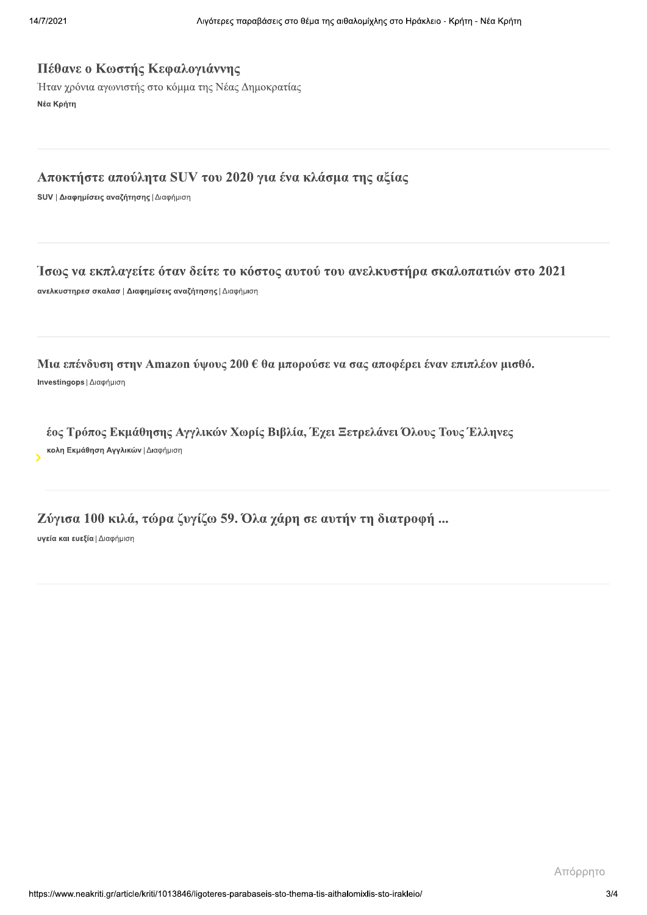## Πέθανε ο Κωστής Κεφαλογιάννης

Ήταν χρόνια αγωνιστής στο κόμμα της Νέας Δημοκρατίας

**Νέα Κρήτη**

## Αποκτήστε απούλητα SUV του 2020 για ένα κλάσμα της αξίας

**SUV** | **Διαφημίσεις αναζήτησης** | Διαφήμιση

## Ίσως να εκπλαγείτε όταν δείτε το κόστος αυτού του ανελκυστήρα σκαλοπατιών στο 2021

**ανελκυστηρεσ σκαλασ** | **Διαφημίσεις αναζήτησης** | Διαφήμιση

## Μια επένδυση στην Amazon ύψους 200 € θα μπορούσε να σας αποφέρει έναν επιπλέον μισθό.

**Investingops** | Διαφήμιση

## έος Τρόπος Εκμάθησης Αγγλικών Χωρίς Βιβλία, Έχει Ξετρελάνει Όλους Τους Έλληνες

**κολη Εκμάθηση Αγγλικών** | Διαφήμιση

## Ζύγισα 100 κιλά, τώρα ζυγίζω 59. Όλα χάρη σε αυτήν τη διατροφή ...

**υγεία και ευεξία** | Διαφήμιση

Απόρρητο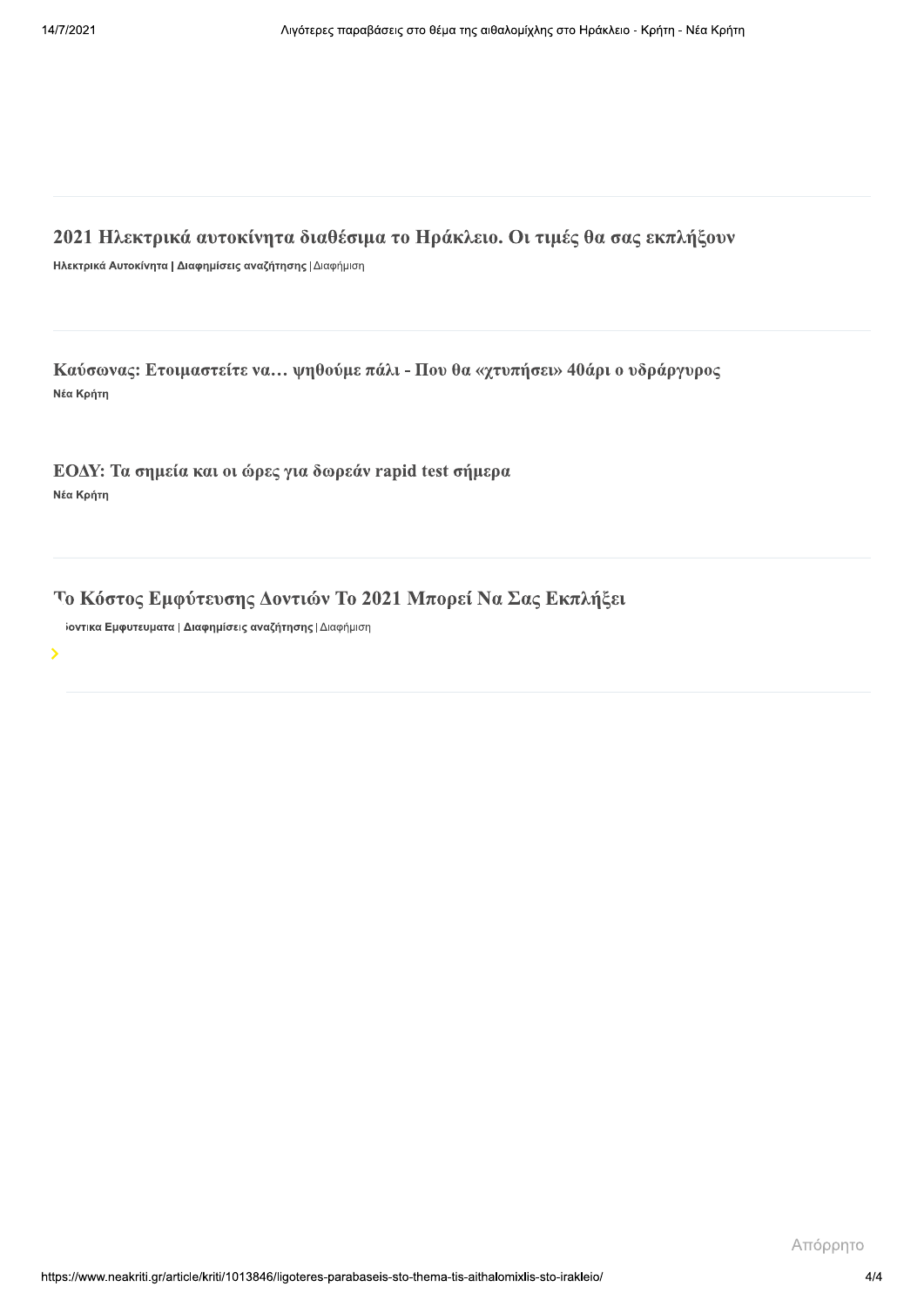## 2021 Ηλεκτρικά αυτοκίνητα διαθέσιμα το Ηράκλειο. Οι τιμές θα σας εκπλήξουν

**Ηλεκτρικά Αυτοκίνητα | Διαφημίσεις αναζήτησης** | Διαφήμιση

## Καύσωνας: Ετοιμαστείτε να… ψηθούμε πάλι - Που θα «χτυπήσει» 40άρι ο υδράργυρος

**Νέα Κρήτη**

## ΕΟΔΥ: Τα σημεία και οι ώρες για δωρεάν rapid test σήμερα

**Νέα Κρήτη**

## Το Κόστος Εμφύτευσης Δοντιών Το 2021 Μπορεί Να Σας Εκπλήξει

**Οντικα Εμφυτευματα** | **Διαφημίσεις αναζήτησης** | Διαφήμιση

Απόρρητο